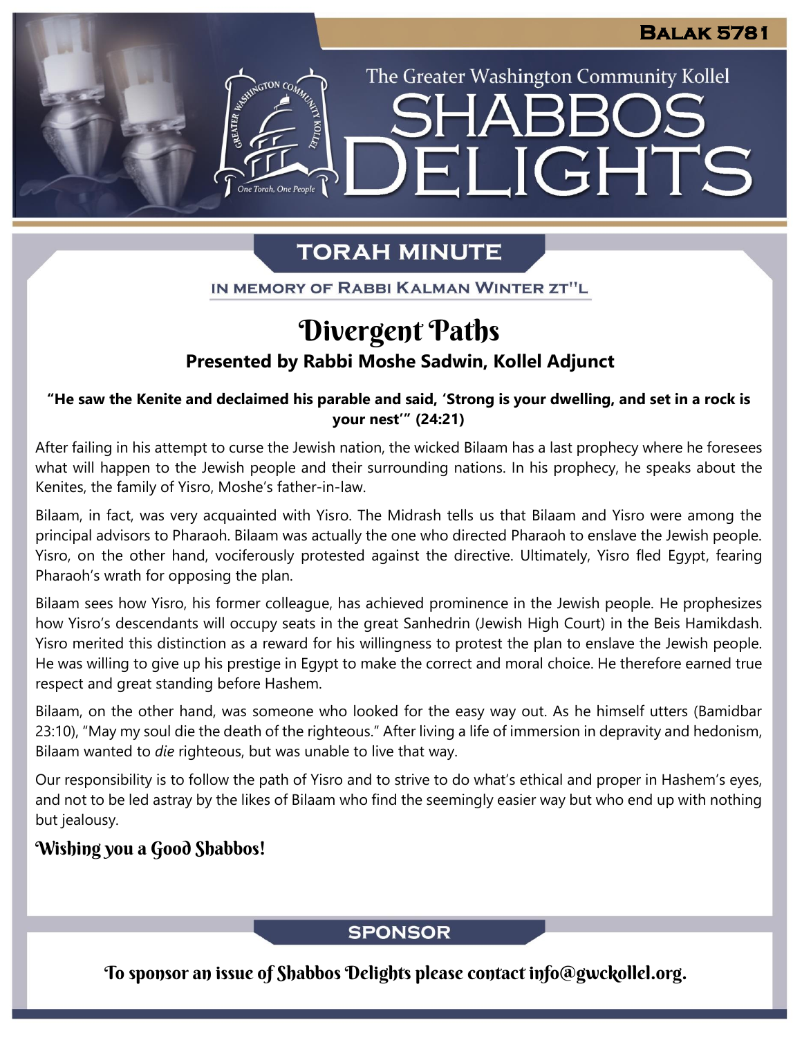Balak 5781

The Greater Washington Community Kollel

# Shabbos Delights

## TORAH MINUTE

IN MEMORY OF RABBI KALMAN WINTER ZT"L

# Divergent Paths

**Presented by Rabbi Moshe Sadwin, Kollel Adjunct**

**"He saw the Kenite and declaimed his parable and said, 'Strong is your dwelling, and set in a rock is your nest'" (24:21)**

After failing in his attempt to curse the Jewish nation, the wicked Bilaam has a last prophecy where he foresees what will happen to the Jewish people and their surrounding nations. In his prophecy, he speaks about the Kenites, the family of Yisro, Moshe's father-in-law.

Bilaam, in fact, was very acquainted with Yisro. The Midrash tells us that Bilaam and Yisro were among the principal advisors to Pharaoh. Bilaam was actually the one who directed Pharaoh to enslave the Jewish people. Yisro, on the other hand, vociferously protested against the directive. Ultimately, Yisro fled Egypt, fearing Pharaoh's wrath for opposing the plan.

Bilaam sees how Yisro, his former colleague, has achieved prominence in the Jewish people. He prophesizes how Yisro's descendants will occupy seats in the great Sanhedrin (Jewish High Court) in the Beis Hamikdash. Yisro merited this distinction as a reward for his willingness to protest the plan to enslave the Jewish people. He was willing to give up his prestige in Egypt to make the correct and moral choice. He therefore earned true respect and great standing before Hashem.

Bilaam, on the other hand, was someone who looked for the easy way out. As he himself utters (Bamidbar 23:10), "May my soul die the death of the righteous." After living a life of immersion in depravity and hedonism, Bilaam wanted to *die* righteous, but was unable to live that way.

Our responsibility is to follow the path of Yisro and to strive to do what's ethical and proper in Hashem's eyes, and not to be led astray by the likes of Bilaam who find the seemingly easier way but who end up with nothing but jealousy.

**Wishing you a Good Shabbos!**

## SPONSOR

To sponsor an issue of Shabbos Delights please contact info@gwckollel.org.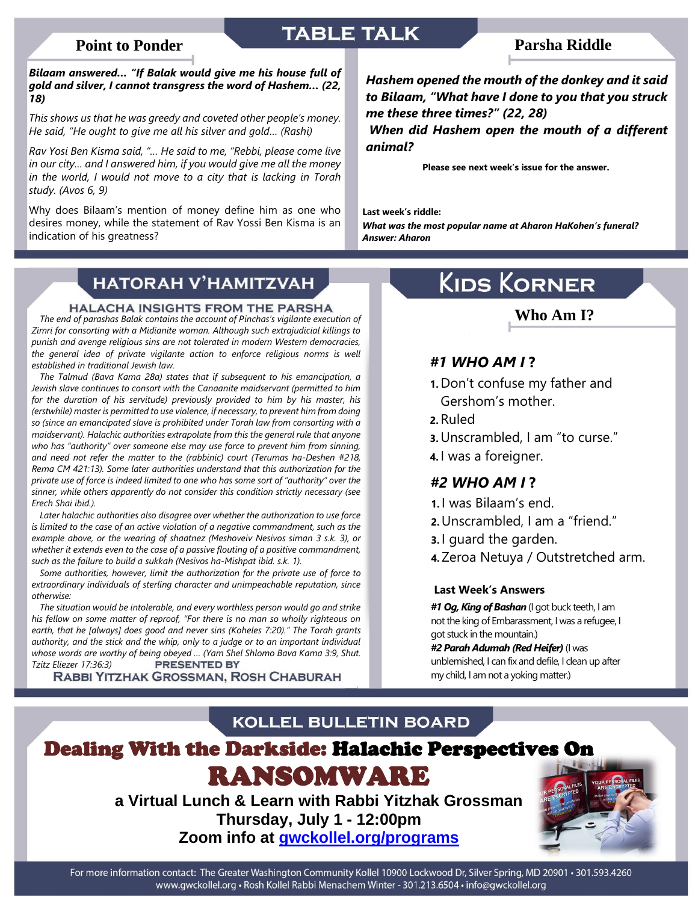# TABLE TALK

## Point to Ponder

***Bilaam answered… "If Balak would give me his house full of gold and silver, I cannot transgress the word of Hashem… (22, 18)***

*This shows us that he was greedy and coveted other people's money. He said, "He ought to give me all his silver and gold… (Rashi)*

*Rav Yosi Ben Kisma said, "… He said to me, "Rebbi, please come live in our city… and I answered him, if you would give me all the money in the world, I would not move to a city that is lacking in Torah study. (Avos 6, 9)*

Why does Bilaam's mention of money define him as one who desires money, while the statement of Rav Yossi Ben Kisma is an indication of his greatness?

## Parsha Riddle

***Hashem opened the mouth of the donkey and it said to Bilaam, "What have I done to you that you struck me these three times?" (22, 28)***

***When did Hashem open the mouth of a different animal?***

**Please see next week's issue for the answer.**

**Last week's riddle:**

***What was the most popular name at Aharon HaKohen's funeral?***

***Answer: Aharon***

# HATORAH V'HAMITZVAH

## HALACHA INSIGHTS FROM THE PARSHA

*The end of parashas Balak contains the account of Pinchas's vigilante execution of Zimri for consorting with a Midianite woman. Although such extrajudicial killings to punish and avenge religious sins are not tolerated in modern Western democracies, the general idea of private vigilante action to enforce religious norms is well established in traditional Jewish law.*

*The Talmud (Bava Kama 28a) states that if subsequent to his emancipation, a Jewish slave continues to consort with the Canaanite maidservant (permitted to him for the duration of his servitude) previously provided to him by his master, his (erstwhile) master is permitted to use violence, if necessary, to prevent him from doing so (since an emancipated slave is prohibited under Torah law from consorting with a maidservant). Halachic authorities extrapolate from this the general rule that anyone who has "authority" over someone else may use force to prevent him from sinning, and need not refer the matter to the (rabbinic) court (Terumas ha-Deshen #218, Rema CM 421:13). Some later authorities understand that this authorization for the private use of force is indeed limited to one who has some sort of "authority" over the sinner, while others apparently do not consider this condition strictly necessary (see Erech Shai ibid.).*

*Later halachic authorities also disagree over whether the authorization to use force is limited to the case of an active violation of a negative commandment, such as the example above, or the wearing of shaatnez (Meshoveiv Nesivos siman 3 s.k. 3), or whether it extends even to the case of a passive flouting of a positive commandment, such as the failure to build a sukkah (Nesivos ha-Mishpat ibid. s.k. 1).*

*Some authorities, however, limit the authorization for the private use of force to extraordinary individuals of sterling character and unimpeachable reputation, since otherwise:*

*The situation would be intolerable, and every worthless person would go and strike his fellow on some matter of reproof, "For there is no man so wholly righteous on earth, that he [always] does good and never sins (Koheles 7:20)." The Torah grants authority, and the stick and the whip, only to a judge or to an important individual whose words are worthy of being obeyed … (Yam Shel Shlomo Bava Kama 3:9, Shut. Tzitz Eliezer 17:36:3)*

PRESENTED BY
RABBI YITZHAK GROSSMAN, ROSH CHABURAH

# KIDS KORNER

## Who Am I?

### #1 WHO AM I ?

1. Don't confuse my father and Gershom's mother.
2. Ruled
3. Unscrambled, I am "to curse."
4. I was a foreigner.

### #2 WHO AM I ?

1. I was Bilaam's end.
2. Unscrambled, I am a "friend."
3. I guard the garden.
4. Zeroa Netuya / Outstretched arm.

**Last Week's Answers**

***#1 Og, King of Bashan*** (I got buck teeth, I am not the king of Embarassment, I was a refugee, I got stuck in the mountain.)

***#2 Parah Adumah (Red Heifer)*** (I was unblemished, I can fix and defile, I clean up after my child, I am not a yoking matter.)

# KOLLEL BULLETIN BOARD

## Dealing With the Darkside: Halachic Perspectives On RANSOMWARE

**a Virtual Lunch & Learn with Rabbi Yitzhak Grossman**

**Thursday, July 1 - 12:00pm**

**Zoom info at gwckollel.org/programs**

For more information contact: The Greater Washington Community Kollel 10900 Lockwood Dr, Silver Spring, MD 20901 • 301.593.4260
www.gwckollel.org • Rosh Kollel Rabbi Menachem Winter - 301.213.6504 • info@gwckollel.org